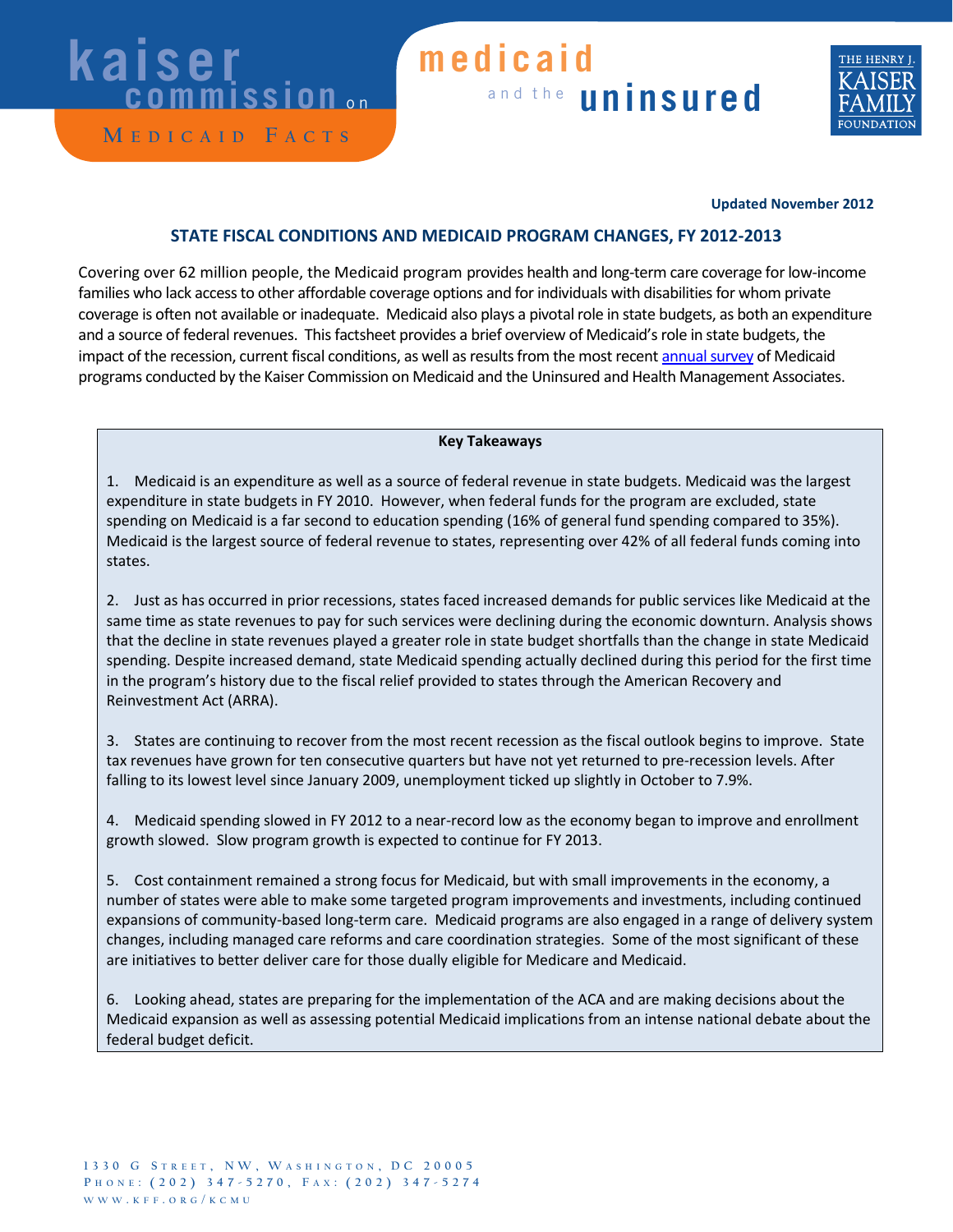kaiser commission on medicaid and the uninsured

MEDICAID FACTS

THE HENRY J. KAISER FAMILY FOUNDATION

**Updated November 2012**

## STATE FISCAL CONDITIONS AND MEDICAID PROGRAM CHANGES, FY 2012-2013

Covering over 62 million people, the Medicaid program provides health and long-term care coverage for low-income families who lack access to other affordable coverage options and for individuals with disabilities for whom private coverage is often not available or inadequate. Medicaid also plays a pivotal role in state budgets, as both an expenditure and a source of federal revenues. This factsheet provides a brief overview of Medicaid's role in state budgets, the impact of the recession, current fiscal conditions, as well as results from the most recent annual survey of Medicaid programs conducted by the Kaiser Commission on Medicaid and the Uninsured and Health Management Associates.

**Key Takeaways**

1. Medicaid is an expenditure as well as a source of federal revenue in state budgets. Medicaid was the largest expenditure in state budgets in FY 2010. However, when federal funds for the program are excluded, state spending on Medicaid is a far second to education spending (16% of general fund spending compared to 35%). Medicaid is the largest source of federal revenue to states, representing over 42% of all federal funds coming into states.

2. Just as has occurred in prior recessions, states faced increased demands for public services like Medicaid at the same time as state revenues to pay for such services were declining during the economic downturn. Analysis shows that the decline in state revenues played a greater role in state budget shortfalls than the change in state Medicaid spending. Despite increased demand, state Medicaid spending actually declined during this period for the first time in the program's history due to the fiscal relief provided to states through the American Recovery and Reinvestment Act (ARRA).

3. States are continuing to recover from the most recent recession as the fiscal outlook begins to improve. State tax revenues have grown for ten consecutive quarters but have not yet returned to pre-recession levels. After falling to its lowest level since January 2009, unemployment ticked up slightly in October to 7.9%.

4. Medicaid spending slowed in FY 2012 to a near-record low as the economy began to improve and enrollment growth slowed. Slow program growth is expected to continue for FY 2013.

5. Cost containment remained a strong focus for Medicaid, but with small improvements in the economy, a number of states were able to make some targeted program improvements and investments, including continued expansions of community-based long-term care. Medicaid programs are also engaged in a range of delivery system changes, including managed care reforms and care coordination strategies. Some of the most significant of these are initiatives to better deliver care for those dually eligible for Medicare and Medicaid.

6. Looking ahead, states are preparing for the implementation of the ACA and are making decisions about the Medicaid expansion as well as assessing potential Medicaid implications from an intense national debate about the federal budget deficit.

1330 G Street, NW, Washington, DC 20005
Phone: (202) 347-5270, Fax: (202) 347-5274
www.kff.org/kcmu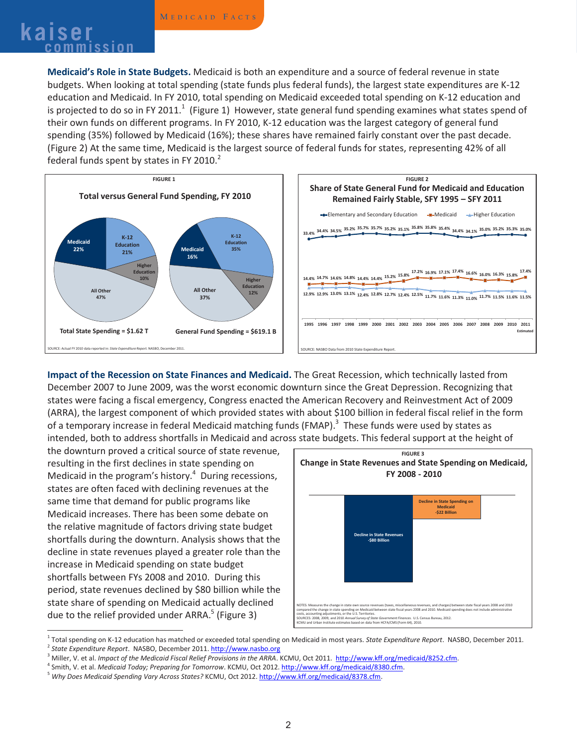**Medicaid's Role in State Budgets.** Medicaid is both an expenditure and a source of federal revenue in state budgets. When looking at total spending (state funds plus federal funds), the largest state expenditures are K-12 education and Medicaid. In FY 2010, total spending on Medicaid exceeded total spending on K-12 education and is projected to do so in FY 2011.[1] (Figure 1) However, state general fund spending examines what states spend of their own funds on different programs. In FY 2010, K-12 education was the largest category of general fund spending (35%) followed by Medicaid (16%); these shares have remained fairly constant over the past decade. (Figure 2) At the same time, Medicaid is the largest source of federal funds for states, representing 42% of all federal funds spent by states in FY 2010.[2]

**FIGURE 1**

**Total versus General Fund Spending, FY 2010**

| Category | Total State Spending = $1.62 T | General Fund Spending = $619.1 B |
|---|---|---|
| Medicaid | 22% | 16% |
| K-12 Education | 21% | 35% |
| Higher Education | 10% | 12% |
| All Other | 47% | 37% |

SOURCE: Actual FY 2010 data reported in: *State Expenditure Report*. NASBO, December 2011.

**FIGURE 2**

**Share of State General Fund for Medicaid and Education Remained Fairly Stable, SFY 1995 – SFY 2011**

| Year | Elementary and Secondary Education | Medicaid | Higher Education |
|---|---|---|---|
| 1995 | 33.4% | 14.4% | 12.9% |
| 1996 | 34.4% | 14.7% | 12.9% |
| 1997 | 34.5% | 14.6% | 13.0% |
| 1998 | 35.2% | 14.8% | 13.1% |
| 1999 | 35.7% | 14.4% | 12.4% |
| 2000 | 35.7% | 14.4% | 12.8% |
| 2001 | 35.2% | 15.2% | 12.7% |
| 2002 | 35.1% | 15.8% | 12.4% |
| 2003 | 35.8% | 17.2% | 12.5% |
| 2004 | 35.8% | 16.9% | 11.7% |
| 2005 | 35.4% | 17.1% | 11.6% |
| 2006 | 34.4% | 17.4% | 11.3% |
| 2007 | 34.1% | 16.6% | 11.0% |
| 2008 | 35.0% | 16.0% | 11.7% |
| 2009 | 35.2% | 16.3% | 11.5% |
| 2010 | 35.3% | 15.8% | 11.6% |
| 2011 Estimated | 35.0% | 17.4% | 11.5% |

SOURCE: NASBO Data from 2010 State Expenditure Report.

**Impact of the Recession on State Finances and Medicaid.** The Great Recession, which technically lasted from December 2007 to June 2009, was the worst economic downturn since the Great Depression. Recognizing that states were facing a fiscal emergency, Congress enacted the American Recovery and Reinvestment Act of 2009 (ARRA), the largest component of which provided states with about $100 billion in federal fiscal relief in the form of a temporary increase in federal Medicaid matching funds (FMAP).[3] These funds were used by states as intended, both to address shortfalls in Medicaid and across state budgets. This federal support at the height of the downturn proved a critical source of state revenue, resulting in the first declines in state spending on Medicaid in the program's history.[4] During recessions, states are often faced with declining revenues at the same time that demand for public programs like Medicaid increases. There has been some debate on the relative magnitude of factors driving state budget shortfalls during the downturn. Analysis shows that the decline in state revenues played a greater role than the increase in Medicaid spending on state budget shortfalls between FYs 2008 and 2010. During this period, state revenues declined by $80 billion while the state share of spending on Medicaid actually declined due to the relief provided under ARRA.[5] (Figure 3)

**FIGURE 3**

**Change in State Revenues and State Spending on Medicaid, FY 2008 - 2010**

| Measure | Change |
|---|---|
| Decline in State Revenues | -$80 Billion |
| Decline in State Spending on Medicaid | -$22 Billion |

NOTES: Measures the change in state own source revenues (taxes, miscellaneous revenues, and charges) between state fiscal years 2008 and 2010 compared the change in state spending on Medicaid between state fiscal years 2008 and 2010. Medicaid spending does not include administrative costs, accounting adjustments, or the U.S. Territories.
SOURCES: 2008, 2009, and 2010 *Annual Survey of State Government Finances*. U.S. Census Bureau, 2012.
KCMU and Urban Institute estimates based on data from HCFA/CMS (Form 64), 2010.

---

[1] Total spending on K-12 education has matched or exceeded total spending on Medicaid in most years. *State Expenditure Report*. NASBO, December 2011.
[2] *State Expenditure Report*. NASBO, December 2011. http://www.nasbo.org
[3] Miller, V. et al. *Impact of the Medicaid Fiscal Relief Provisions in the ARRA*. KCMU, Oct 2011. http://www.kff.org/medicaid/8252.cfm.
[4] Smith, V. et al. *Medicaid Today; Preparing for Tomorrow*. KCMU, Oct 2012. http://www.kff.org/medicaid/8380.cfm.
[5] *Why Does Medicaid Spending Vary Across States?* KCMU, Oct 2012. http://www.kff.org/medicaid/8378.cfm.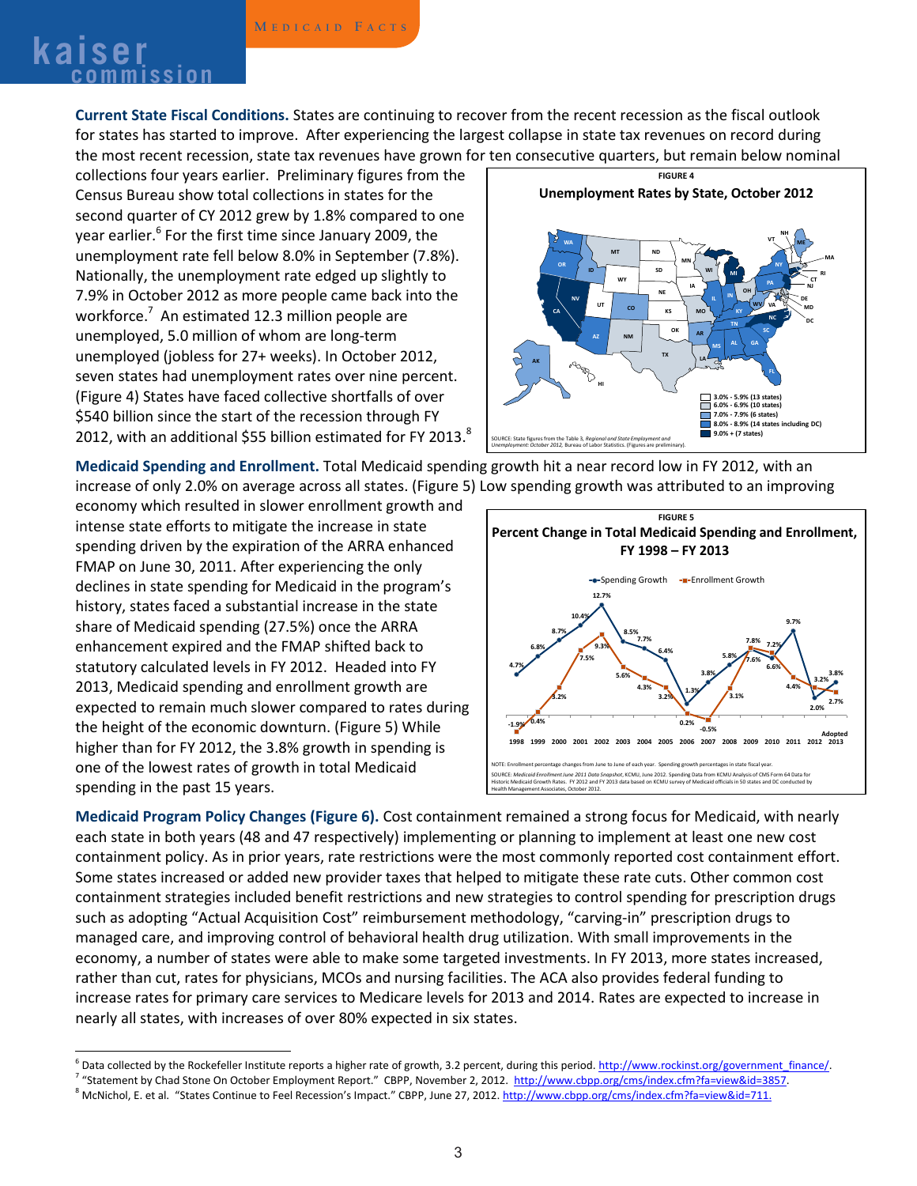**Current State Fiscal Conditions.** States are continuing to recover from the recent recession as the fiscal outlook for states has started to improve. After experiencing the largest collapse in state tax revenues on record during the most recent recession, state tax revenues have grown for ten consecutive quarters, but remain below nominal collections four years earlier. Preliminary figures from the Census Bureau show total collections in states for the second quarter of CY 2012 grew by 1.8% compared to one year earlier.[6] For the first time since January 2009, the unemployment rate fell below 8.0% in September (7.8%). Nationally, the unemployment rate edged up slightly to 7.9% in October 2012 as more people came back into the workforce.[7] An estimated 12.3 million people are unemployed, 5.0 million of whom are long-term unemployed (jobless for 27+ weeks). In October 2012, seven states had unemployment rates over nine percent. (Figure 4) States have faced collective shortfalls of over $540 billion since the start of the recession through FY 2012, with an additional $55 billion estimated for FY 2013.[8]

FIGURE 4

**Unemployment Rates by State, October 2012**

- 3.0% - 5.9% (13 states)
- 6.0% - 6.9% (10 states)
- 7.0% - 7.9% (6 states)
- 8.0% - 8.9% (14 states including DC)
- 9.0% + (7 states)

SOURCE: State figures from the Table 3, *Regional and State Employment and Unemployment: October 2012*, Bureau of Labor Statistics. (Figures are preliminary).

**Medicaid Spending and Enrollment.** Total Medicaid spending growth hit a near record low in FY 2012, with an increase of only 2.0% on average across all states. (Figure 5) Low spending growth was attributed to an improving economy which resulted in slower enrollment growth and intense state efforts to mitigate the increase in state spending driven by the expiration of the ARRA enhanced FMAP on June 30, 2011. After experiencing the only declines in state spending for Medicaid in the program's history, states faced a substantial increase in the state share of Medicaid spending (27.5%) once the ARRA enhancement expired and the FMAP shifted back to statutory calculated levels in FY 2012. Headed into FY 2013, Medicaid spending and enrollment growth are expected to remain much slower compared to rates during the height of the economic downturn. (Figure 5) While higher than for FY 2012, the 3.8% growth in spending is one of the lowest rates of growth in total Medicaid spending in the past 15 years.

FIGURE 5

**Percent Change in Total Medicaid Spending and Enrollment, FY 1998 – FY 2013**

| Year | Spending Growth | Enrollment Growth |
|---|---|---|
| 1998 | 4.7% | -1.9% |
| 1999 | 6.8% | 0.4% |
| 2000 | 8.7% | 3.2% |
| 2001 | 10.4% | 7.5% |
| 2002 | 12.7% | 9.3% |
| 2003 | 8.5% | 5.6% |
| 2004 | 7.7% | 4.3% |
| 2005 | 6.4% | 3.2% |
| 2006 | 1.3% | 0.2% |
| 2007 | 3.8% | -0.5% |
| 2008 | 5.8% | 3.1% |
| 2009 | 7.6% | 7.8% |
| 2010 | 6.6% | 7.2% |
| 2011 | 9.7% | 4.4% |
| 2012 | 2.0% | 3.2% |
| Adopted 2013 | 3.8% | 2.7% |

NOTE: Enrollment percentage changes from June to June of each year. Spending growth percentages in state fiscal year.

SOURCE: *Medicaid Enrollment June 2011 Data Snapshot*, KCMU, June 2012. Spending Data from KCMU Analysis of CMS Form 64 Data for Historic Medicaid Growth Rates. FY 2012 and FY 2013 data based on KCMU survey of Medicaid officials in 50 states and DC conducted by Health Management Associates, October 2012.

**Medicaid Program Policy Changes (Figure 6).** Cost containment remained a strong focus for Medicaid, with nearly each state in both years (48 and 47 respectively) implementing or planning to implement at least one new cost containment policy. As in prior years, rate restrictions were the most commonly reported cost containment effort. Some states increased or added new provider taxes that helped to mitigate these rate cuts. Other common cost containment strategies included benefit restrictions and new strategies to control spending for prescription drugs such as adopting "Actual Acquisition Cost" reimbursement methodology, "carving-in" prescription drugs to managed care, and improving control of behavioral health drug utilization. With small improvements in the economy, a number of states were able to make some targeted investments. In FY 2013, more states increased, rather than cut, rates for physicians, MCOs and nursing facilities. The ACA also provides federal funding to increase rates for primary care services to Medicare levels for 2013 and 2014. Rates are expected to increase in nearly all states, with increases of over 80% expected in six states.

---

[6] Data collected by the Rockefeller Institute reports a higher rate of growth, 3.2 percent, during this period. http://www.rockinst.org/government_finance/.

[7] "Statement by Chad Stone On October Employment Report." CBPP, November 2, 2012. http://www.cbpp.org/cms/index.cfm?fa=view&id=3857.

[8] McNichol, E. et al. "States Continue to Feel Recession's Impact." CBPP, June 27, 2012. http://www.cbpp.org/cms/index.cfm?fa=view&id=711.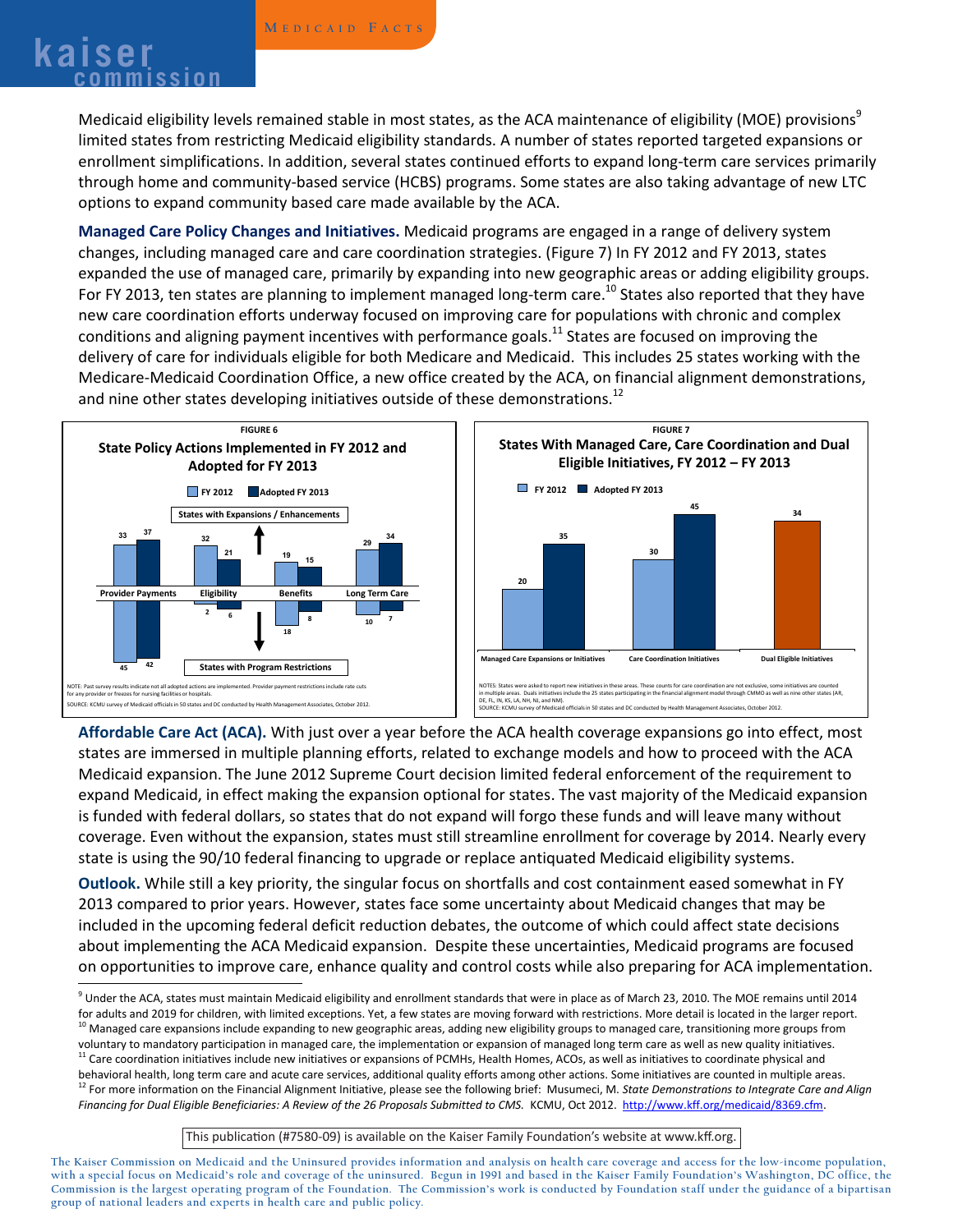Medicaid eligibility levels remained stable in most states, as the ACA maintenance of eligibility (MOE) provisions[9] limited states from restricting Medicaid eligibility standards. A number of states reported targeted expansions or enrollment simplifications. In addition, several states continued efforts to expand long-term care services primarily through home and community-based service (HCBS) programs. Some states are also taking advantage of new LTC options to expand community based care made available by the ACA.

**Managed Care Policy Changes and Initiatives.** Medicaid programs are engaged in a range of delivery system changes, including managed care and care coordination strategies. (Figure 7) In FY 2012 and FY 2013, states expanded the use of managed care, primarily by expanding into new geographic areas or adding eligibility groups. For FY 2013, ten states are planning to implement managed long-term care.[10] States also reported that they have new care coordination efforts underway focused on improving care for populations with chronic and complex conditions and aligning payment incentives with performance goals.[11] States are focused on improving the delivery of care for individuals eligible for both Medicare and Medicaid. This includes 25 states working with the Medicare-Medicaid Coordination Office, a new office created by the ACA, on financial alignment demonstrations, and nine other states developing initiatives outside of these demonstrations.[12]

FIGURE 6

State Policy Actions Implemented in FY 2012 and Adopted for FY 2013

FY 2012 | Adopted FY 2013

States with Expansions / Enhancements

Provider Payments: 33, 37; 45, 42
Eligibility: 32, 21; 2, 6
Benefits: 19, 15; 18, 8
Long Term Care: 29, 34; 10, 7

States with Program Restrictions

NOTE: Past survey results indicate not all adopted actions are implemented. Provider payment restrictions include rate cuts for any provider or freezes for nursing facilities or hospitals.
SOURCE: KCMU survey of Medicaid officials in 50 states and DC conducted by Health Management Associates, October 2012.

FIGURE 7

States With Managed Care, Care Coordination and Dual Eligible Initiatives, FY 2012 – FY 2013

FY 2012 | Adopted FY 2013

Managed Care Expansions or Initiatives: 20, 35
Care Coordination Initiatives: 30, 45
Dual Eligible Initiatives: 34

NOTES: States were asked to report new initiatives in these areas. These counts for care coordination are not exclusive, some initiatives are counted in multiple areas. Duals initiatives include the 25 states participating in the financial alignment model through CMMO as well as nine other states (AR, DE, FL, IN, KS, LA, NH, NJ, and NM).
SOURCE: KCMU survey of Medicaid officials in 50 states and DC conducted by Health Management Associates, October 2012.

**Affordable Care Act (ACA).** With just over a year before the ACA health coverage expansions go into effect, most states are immersed in multiple planning efforts, related to exchange models and how to proceed with the ACA Medicaid expansion. The June 2012 Supreme Court decision limited federal enforcement of the requirement to expand Medicaid, in effect making the expansion optional for states. The vast majority of the Medicaid expansion is funded with federal dollars, so states that do not expand will forgo these funds and will leave many without coverage. Even without the expansion, states must still streamline enrollment for coverage by 2014. Nearly every state is using the 90/10 federal financing to upgrade or replace antiquated Medicaid eligibility systems.

**Outlook.** While still a key priority, the singular focus on shortfalls and cost containment eased somewhat in FY 2013 compared to prior years. However, states face some uncertainty about Medicaid changes that may be included in the upcoming federal deficit reduction debates, the outcome of which could affect state decisions about implementing the ACA Medicaid expansion. Despite these uncertainties, Medicaid programs are focused on opportunities to improve care, enhance quality and control costs while also preparing for ACA implementation.

---

[9] Under the ACA, states must maintain Medicaid eligibility and enrollment standards that were in place as of March 23, 2010. The MOE remains until 2014 for adults and 2019 for children, with limited exceptions. Yet, a few states are moving forward with restrictions. More detail is located in the larger report.

[10] Managed care expansions include expanding to new geographic areas, adding new eligibility groups to managed care, transitioning more groups from voluntary to mandatory participation in managed care, the implementation or expansion of managed long term care as well as new quality initiatives.

[11] Care coordination initiatives include new initiatives or expansions of PCMHs, Health Homes, ACOs, as well as initiatives to coordinate physical and behavioral health, long term care and acute care services, additional quality efforts among other actions. Some initiatives are counted in multiple areas.

[12] For more information on the Financial Alignment Initiative, please see the following brief: Musumeci, M. *State Demonstrations to Integrate Care and Align Financing for Dual Eligible Beneficiaries: A Review of the 26 Proposals Submitted to CMS.* KCMU, Oct 2012. http://www.kff.org/medicaid/8369.cfm.

This publication (#7580-09) is available on the Kaiser Family Foundation's website at www.kff.org.

The Kaiser Commission on Medicaid and the Uninsured provides information and analysis on health care coverage and access for the low-income population, with a special focus on Medicaid's role and coverage of the uninsured. Begun in 1991 and based in the Kaiser Family Foundation's Washington, DC office, the Commission is the largest operating program of the Foundation. The Commission's work is conducted by Foundation staff under the guidance of a bipartisan group of national leaders and experts in health care and public policy.